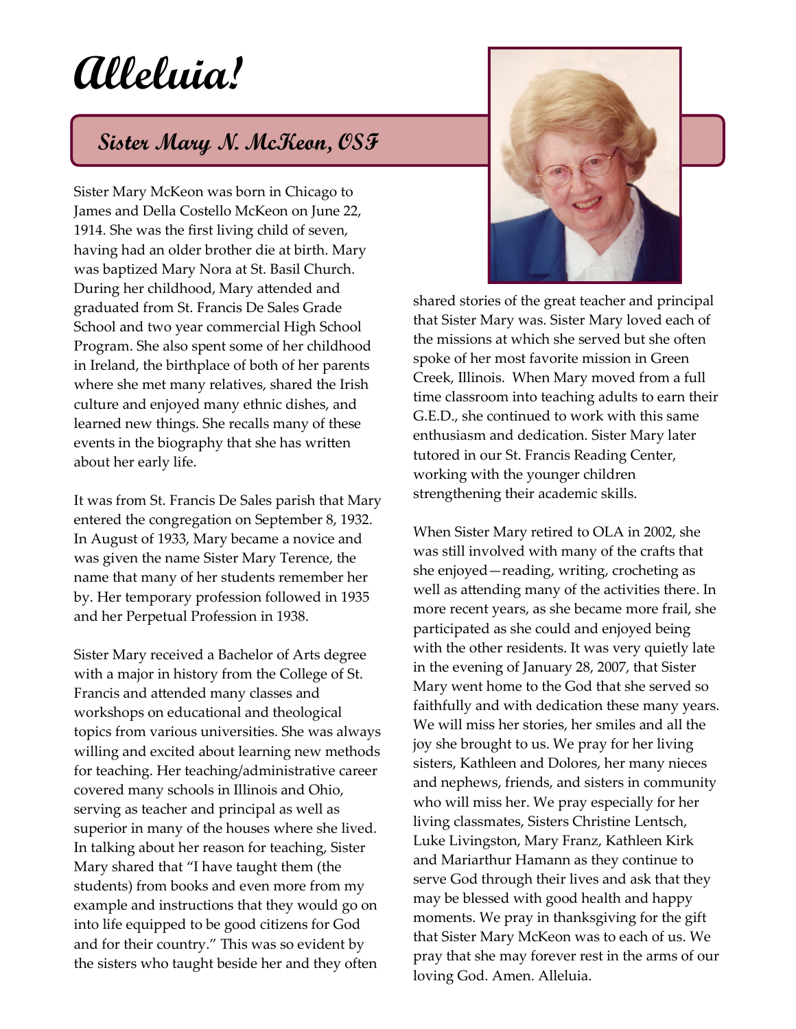# Alleluia!

## Sister Mary N. McKeon, OSF

Sister Mary McKeon was born in Chicago to James and Della Costello McKeon on June 22, 1914. She was the first living child of seven, having had an older brother die at birth. Mary was baptized Mary Nora at St. Basil Church. During her childhood, Mary attended and graduated from St. Francis De Sales Grade School and two year commercial High School Program. She also spent some of her childhood in Ireland, the birthplace of both of her parents where she met many relatives, shared the Irish culture and enjoyed many ethnic dishes, and learned new things. She recalls many of these events in the biography that she has written about her early life.

It was from St. Francis De Sales parish that Mary entered the congregation on September 8, 1932. In August of 1933, Mary became a novice and was given the name Sister Mary Terence, the name that many of her students remember her by. Her temporary profession followed in 1935 and her Perpetual Profession in 1938.

Sister Mary received a Bachelor of Arts degree with a major in history from the College of St. Francis and attended many classes and workshops on educational and theological topics from various universities. She was always willing and excited about learning new methods for teaching. Her teaching/administrative career covered many schools in Illinois and Ohio, serving as teacher and principal as well as superior in many of the houses where she lived. In talking about her reason for teaching, Sister Mary shared that "I have taught them (the students) from books and even more from my example and instructions that they would go on into life equipped to be good citizens for God and for their country." This was so evident by the sisters who taught beside her and they often shared stories of the great teacher and principal that Sister Mary was. Sister Mary loved each of the missions at which she served but she often spoke of her most favorite mission in Green Creek, Illinois. When Mary moved from a full time classroom into teaching adults to earn their G.E.D., she continued to work with this same enthusiasm and dedication. Sister Mary later tutored in our St. Francis Reading Center, working with the younger children strengthening their academic skills.

When Sister Mary retired to OLA in 2002, she was still involved with many of the crafts that she enjoyed—reading, writing, crocheting as well as attending many of the activities there. In more recent years, as she became more frail, she participated as she could and enjoyed being with the other residents. It was very quietly late in the evening of January 28, 2007, that Sister Mary went home to the God that she served so faithfully and with dedication these many years. We will miss her stories, her smiles and all the joy she brought to us. We pray for her living sisters, Kathleen and Dolores, her many nieces and nephews, friends, and sisters in community who will miss her. We pray especially for her living classmates, Sisters Christine Lentsch, Luke Livingston, Mary Franz, Kathleen Kirk and Mariarthur Hamann as they continue to serve God through their lives and ask that they may be blessed with good health and happy moments. We pray in thanksgiving for the gift that Sister Mary McKeon was to each of us. We pray that she may forever rest in the arms of our loving God. Amen. Alleluia.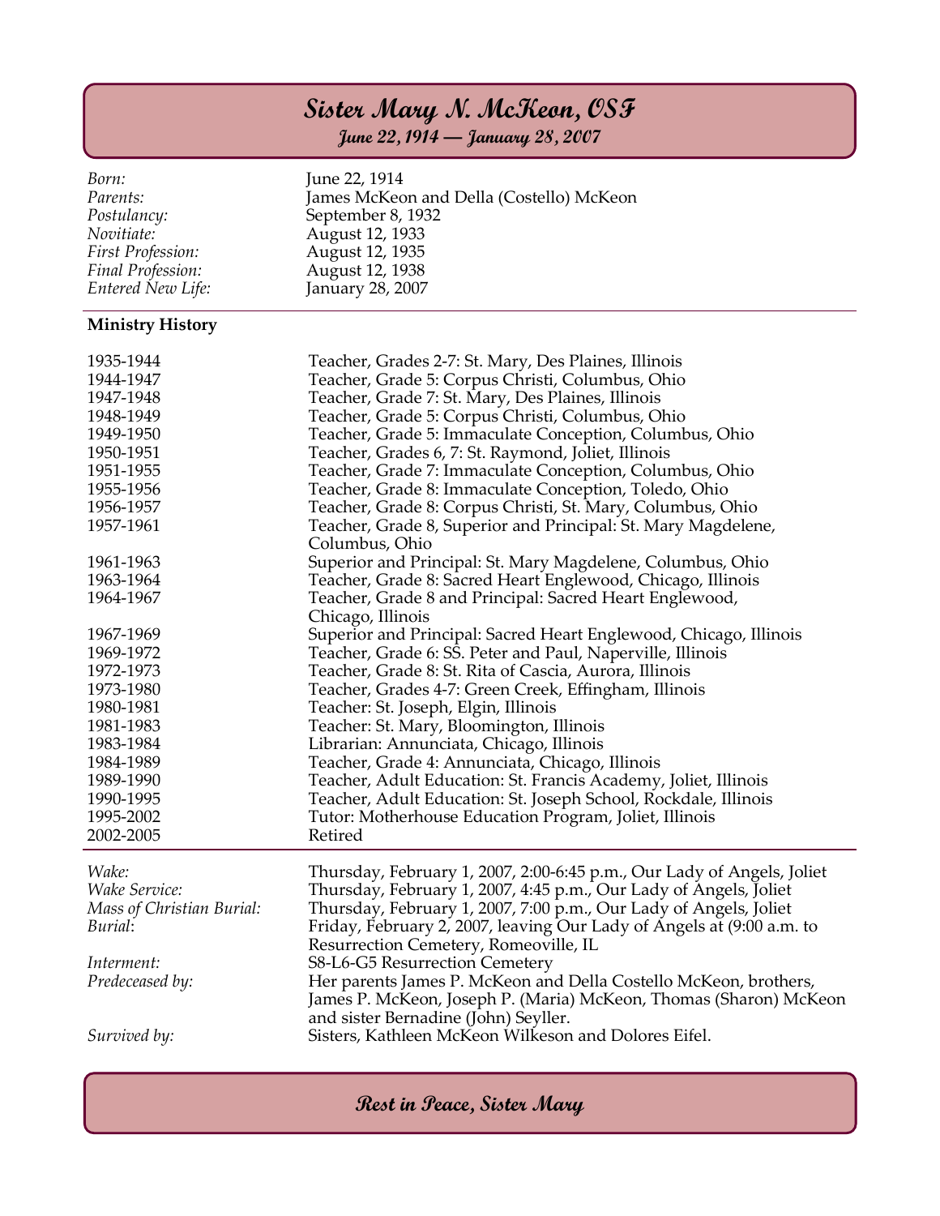# Sister Mary N. McKeon, OSF

**June 22, 1914 — January 28, 2007**

| | |
|---|---|
| *Born:* | June 22, 1914 |
| *Parents:* | James McKeon and Della (Costello) McKeon |
| *Postulancy:* | September 8, 1932 |
| *Novitiate:* | August 12, 1933 |
| *First Profession:* | August 12, 1935 |
| *Final Profession:* | August 12, 1938 |
| *Entered New Life:* | January 28, 2007 |

## Ministry History

| | |
|---|---|
| 1935-1944 | Teacher, Grades 2-7: St. Mary, Des Plaines, Illinois |
| 1944-1947 | Teacher, Grade 5: Corpus Christi, Columbus, Ohio |
| 1947-1948 | Teacher, Grade 7: St. Mary, Des Plaines, Illinois |
| 1948-1949 | Teacher, Grade 5: Corpus Christi, Columbus, Ohio |
| 1949-1950 | Teacher, Grade 5: Immaculate Conception, Columbus, Ohio |
| 1950-1951 | Teacher, Grades 6, 7: St. Raymond, Joliet, Illinois |
| 1951-1955 | Teacher, Grade 7: Immaculate Conception, Columbus, Ohio |
| 1955-1956 | Teacher, Grade 8: Immaculate Conception, Toledo, Ohio |
| 1956-1957 | Teacher, Grade 8: Corpus Christi, St. Mary, Columbus, Ohio |
| 1957-1961 | Teacher, Grade 8, Superior and Principal: St. Mary Magdelene, Columbus, Ohio |
| 1961-1963 | Superior and Principal: St. Mary Magdelene, Columbus, Ohio |
| 1963-1964 | Teacher, Grade 8: Sacred Heart Englewood, Chicago, Illinois |
| 1964-1967 | Teacher, Grade 8 and Principal: Sacred Heart Englewood, Chicago, Illinois |
| 1967-1969 | Superior and Principal: Sacred Heart Englewood, Chicago, Illinois |
| 1969-1972 | Teacher, Grade 6: SS. Peter and Paul, Naperville, Illinois |
| 1972-1973 | Teacher, Grade 8: St. Rita of Cascia, Aurora, Illinois |
| 1973-1980 | Teacher, Grades 4-7: Green Creek, Effingham, Illinois |
| 1980-1981 | Teacher: St. Joseph, Elgin, Illinois |
| 1981-1983 | Teacher: St. Mary, Bloomington, Illinois |
| 1983-1984 | Librarian: Annunciata, Chicago, Illinois |
| 1984-1989 | Teacher, Grade 4: Annunciata, Chicago, Illinois |
| 1989-1990 | Teacher, Adult Education: St. Francis Academy, Joliet, Illinois |
| 1990-1995 | Teacher, Adult Education: St. Joseph School, Rockdale, Illinois |
| 1995-2002 | Tutor: Motherhouse Education Program, Joliet, Illinois |
| 2002-2005 | Retired |

| | |
|---|---|
| *Wake:* | Thursday, February 1, 2007, 2:00-6:45 p.m., Our Lady of Angels, Joliet |
| *Wake Service:* | Thursday, February 1, 2007, 4:45 p.m., Our Lady of Angels, Joliet |
| *Mass of Christian Burial:* | Thursday, February 1, 2007, 7:00 p.m., Our Lady of Angels, Joliet |
| *Burial:* | Friday, February 2, 2007, leaving Our Lady of Angels at (9:00 a.m. to Resurrection Cemetery, Romeoville, IL |
| *Interment:* | S8-L6-G5 Resurrection Cemetery |
| *Predeceased by:* | Her parents James P. McKeon and Della Costello McKeon, brothers, James P. McKeon, Joseph P. (Maria) McKeon, Thomas (Sharon) McKeon and sister Bernadine (John) Seyller. |
| *Survived by:* | Sisters, Kathleen McKeon Wilkeson and Dolores Eifel. |

**Rest in Peace, Sister Mary**